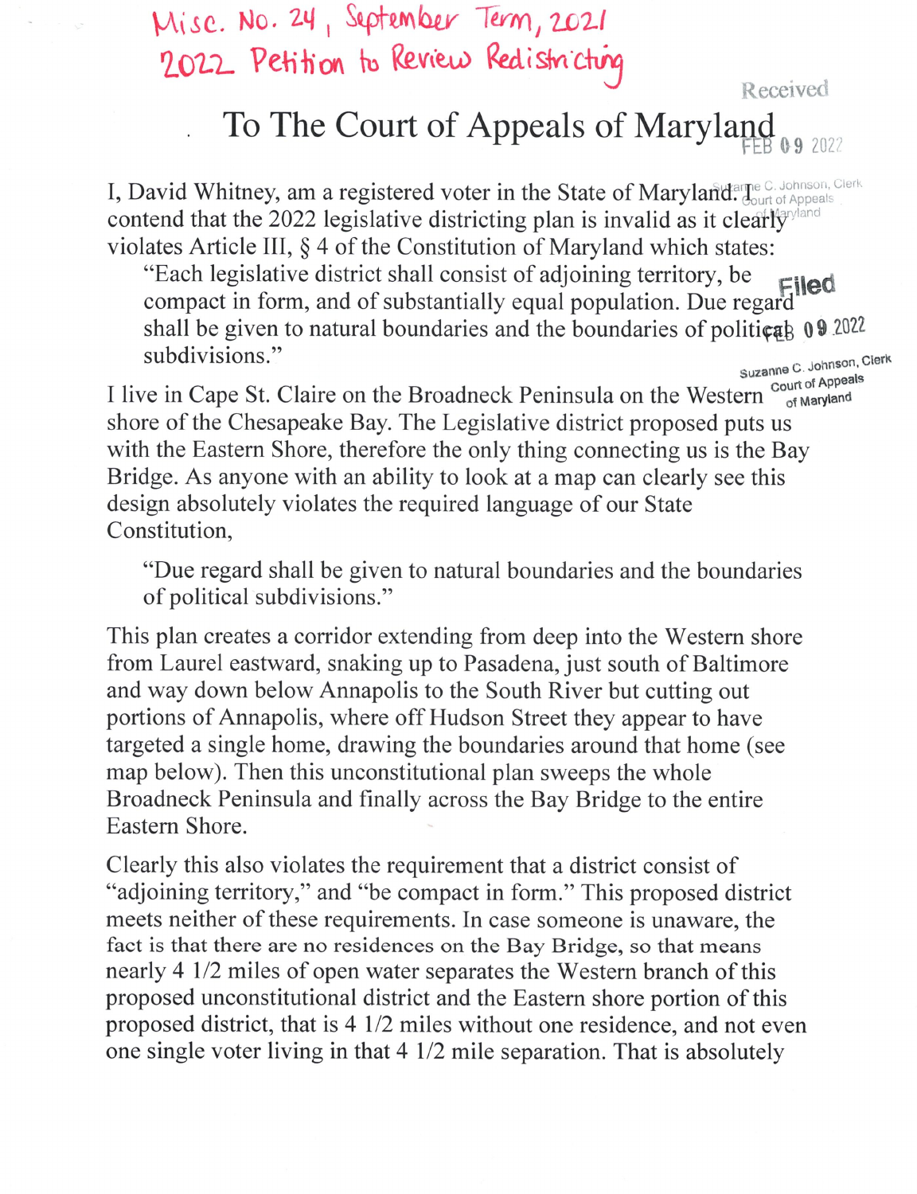Misc. No. 24, September Term, 2021
2022 Petition to Review Redistricting

Received FEB 09 2022 Suzanne C. Johnson, Clerk Court of Appeals of Maryland

# To The Court of Appeals of Maryland

Filed FEB 09 2022 Suzanne C. Johnson, Clerk Court of Appeals of Maryland

I, David Whitney, am a registered voter in the State of Maryland. I contend that the 2022 legislative districting plan is invalid as it clearly violates Article III, § 4 of the Constitution of Maryland which states:

> "Each legislative district shall consist of adjoining territory, be compact in form, and of substantially equal population. Due regard shall be given to natural boundaries and the boundaries of political subdivisions."

I live in Cape St. Claire on the Broadneck Peninsula on the Western shore of the Chesapeake Bay. The Legislative district proposed puts us with the Eastern Shore, therefore the only thing connecting us is the Bay Bridge. As anyone with an ability to look at a map can clearly see this design absolutely violates the required language of our State Constitution,

> "Due regard shall be given to natural boundaries and the boundaries of political subdivisions."

This plan creates a corridor extending from deep into the Western shore from Laurel eastward, snaking up to Pasadena, just south of Baltimore and way down below Annapolis to the South River but cutting out portions of Annapolis, where off Hudson Street they appear to have targeted a single home, drawing the boundaries around that home (see map below). Then this unconstitutional plan sweeps the whole Broadneck Peninsula and finally across the Bay Bridge to the entire Eastern Shore.

Clearly this also violates the requirement that a district consist of "adjoining territory," and "be compact in form." This proposed district meets neither of these requirements. In case someone is unaware, the fact is that there are no residences on the Bay Bridge, so that means nearly 4 1/2 miles of open water separates the Western branch of this proposed unconstitutional district and the Eastern shore portion of this proposed district, that is 4 1/2 miles without one residence, and not even one single voter living in that 4 1/2 mile separation. That is absolutely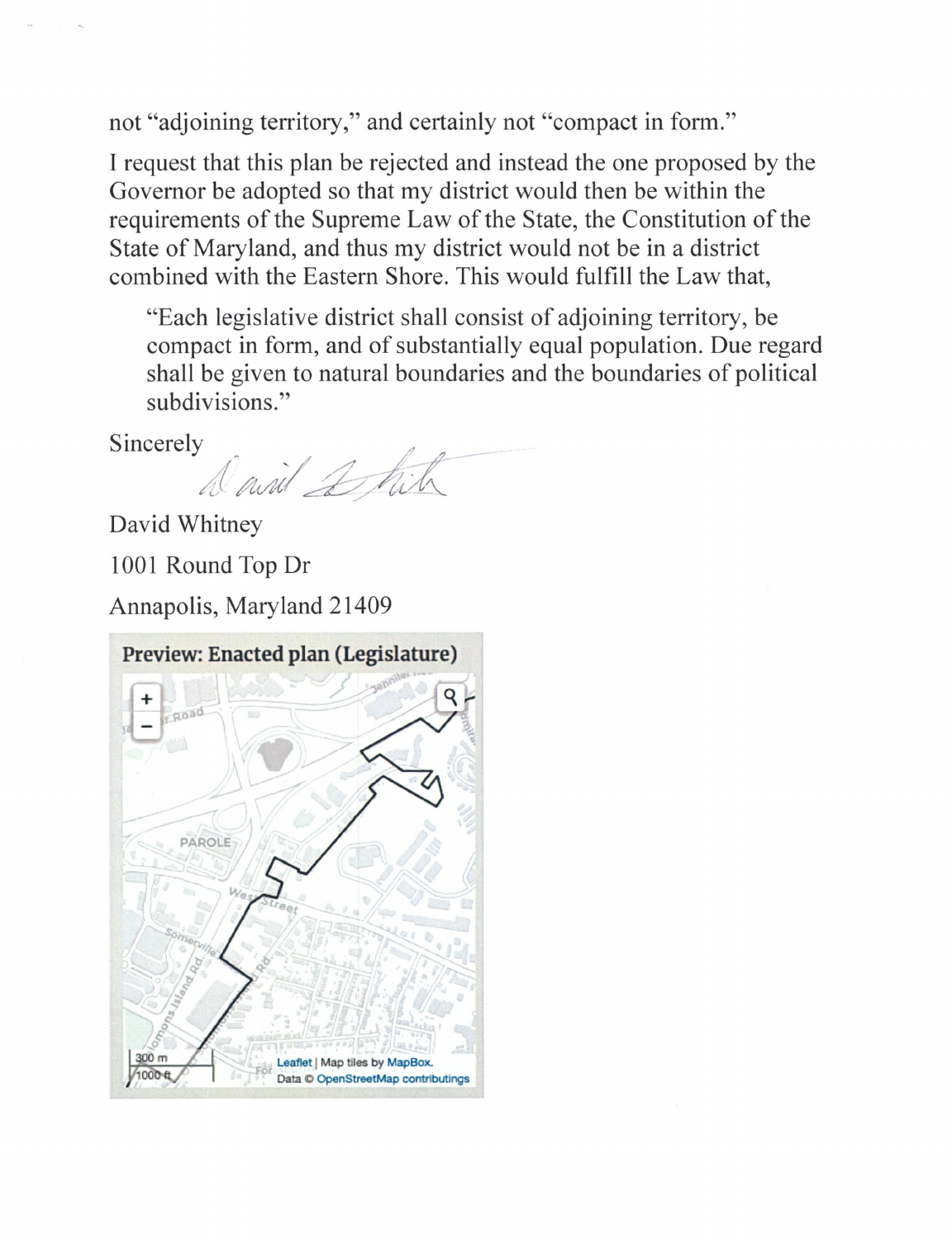not "adjoining territory," and certainly not "compact in form."

I request that this plan be rejected and instead the one proposed by the Governor be adopted so that my district would then be within the requirements of the Supreme Law of the State, the Constitution of the State of Maryland, and thus my district would not be in a district combined with the Eastern Shore. This would fulfill the Law that,

> "Each legislative district shall consist of adjoining territory, be compact in form, and of substantially equal population. Due regard shall be given to natural boundaries and the boundaries of political subdivisions."

Sincerely

David Whitney

1001 Round Top Dr

Annapolis, Maryland 21409

**Preview: Enacted plan (Legislature)**

PAROLE

West Street

300 m

1000 ft

Leaflet | Map tiles by MapBox.
Data © OpenStreetMap contributings